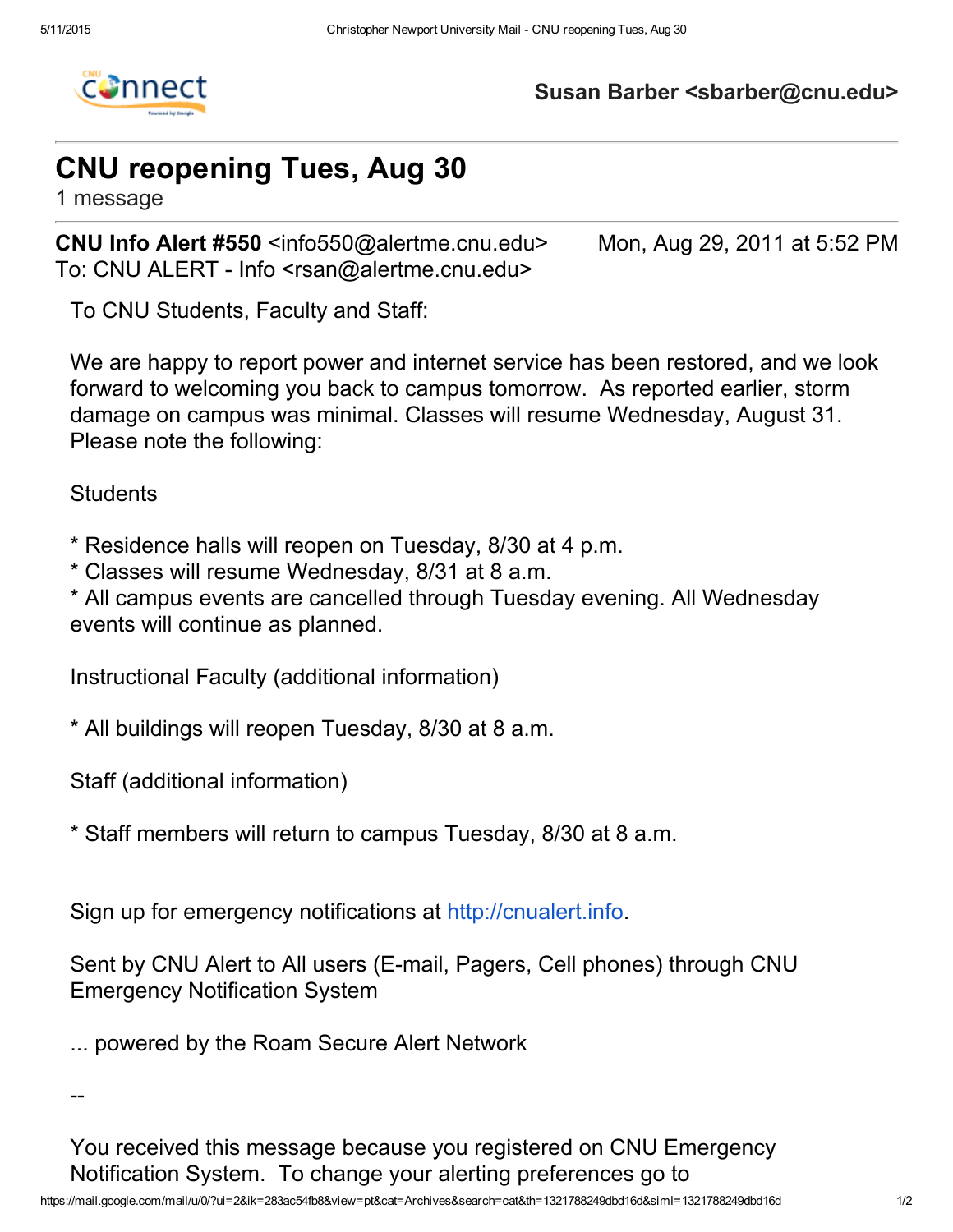Susan Barber <sbarber@cnu.edu>

# CNU reopening Tues, Aug 30

1 message

**CNU Info Alert #550** <info550@alertme.cnu.edu> Mon, Aug 29, 2011 at 5:52 PM
To: CNU ALERT - Info <rsan@alertme.cnu.edu>

To CNU Students, Faculty and Staff:

We are happy to report power and internet service has been restored, and we look forward to welcoming you back to campus tomorrow. As reported earlier, storm damage on campus was minimal. Classes will resume Wednesday, August 31. Please note the following:

Students

* Residence halls will reopen on Tuesday, 8/30 at 4 p.m.
* Classes will resume Wednesday, 8/31 at 8 a.m.
* All campus events are cancelled through Tuesday evening. All Wednesday events will continue as planned.

Instructional Faculty (additional information)

* All buildings will reopen Tuesday, 8/30 at 8 a.m.

Staff (additional information)

* Staff members will return to campus Tuesday, 8/30 at 8 a.m.

Sign up for emergency notifications at http://cnualert.info.

Sent by CNU Alert to All users (E-mail, Pagers, Cell phones) through CNU Emergency Notification System

... powered by the Roam Secure Alert Network

--

You received this message because you registered on CNU Emergency Notification System. To change your alerting preferences go to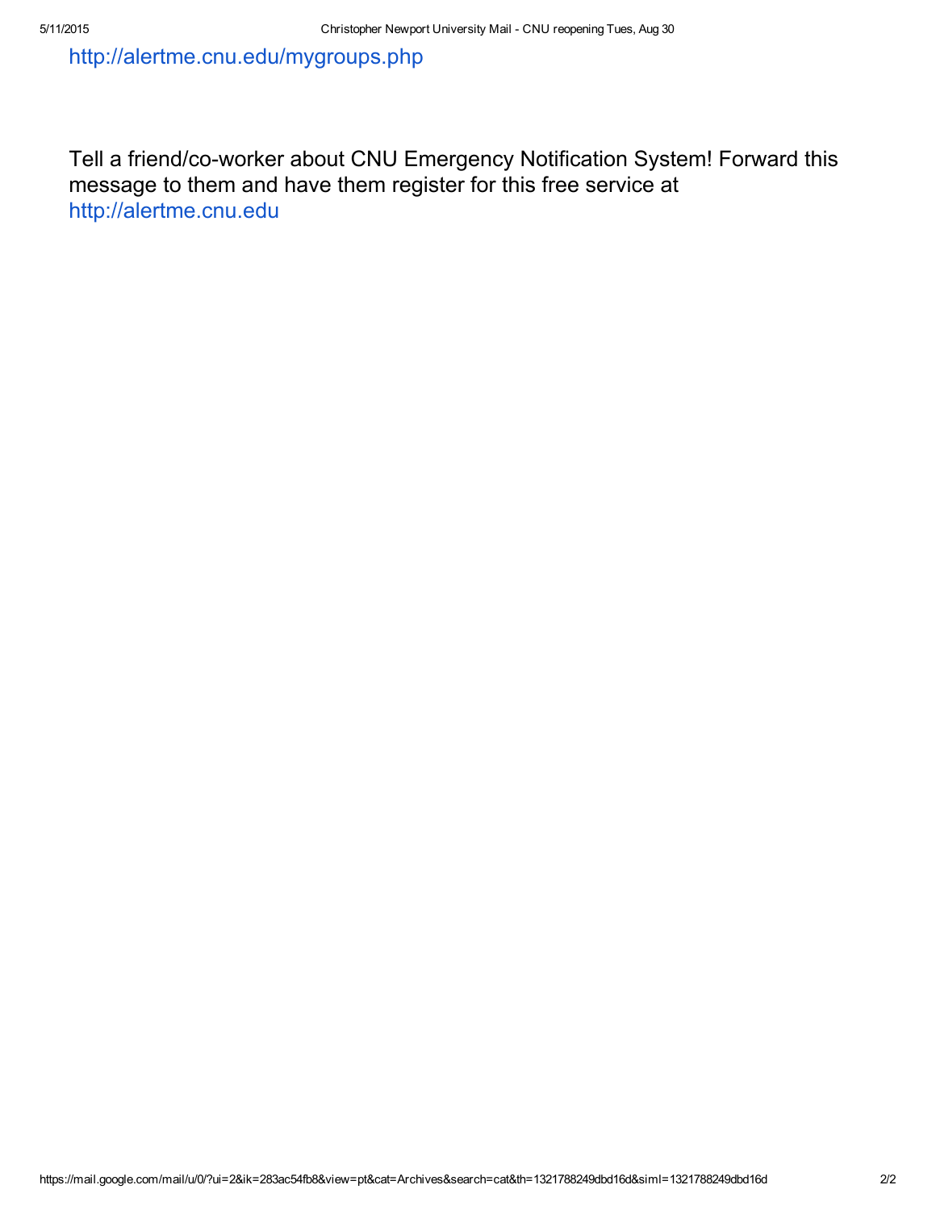http://alertme.cnu.edu/mygroups.php

Tell a friend/co-worker about CNU Emergency Notification System! Forward this message to them and have them register for this free service at http://alertme.cnu.edu